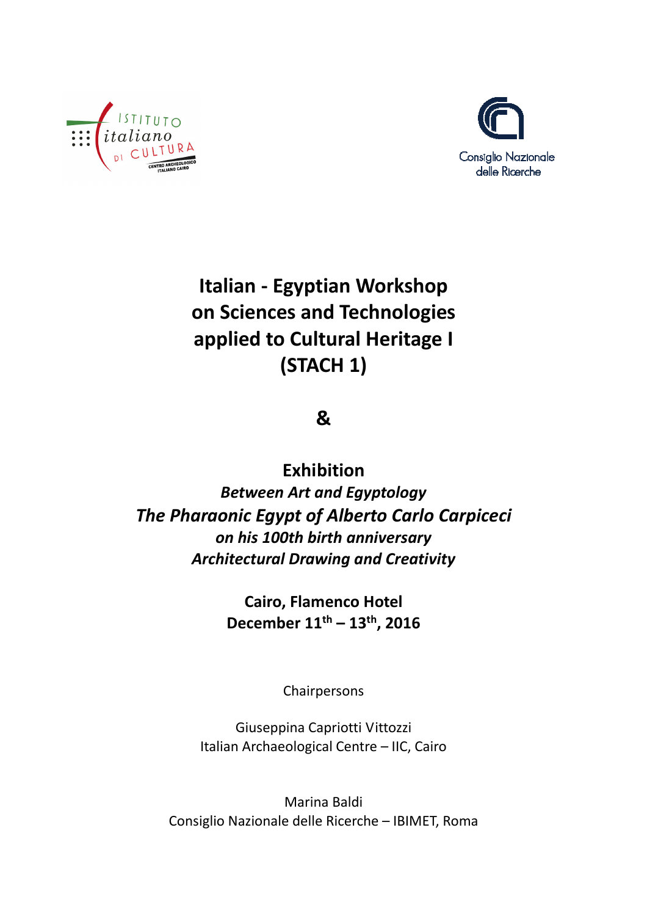Istituto italiano di Cultura – Centro Archeologico Italiano Cairo

Consiglio Nazionale delle Ricerche

# Italian - Egyptian Workshop on Sciences and Technologies applied to Cultural Heritage I (STACH 1)

**&**

## Exhibition

***Between Art and Egyptology***

***The Pharaonic Egypt of Alberto Carlo Carpiceci***

***on his 100th birth anniversary***

***Architectural Drawing and Creativity***

**Cairo, Flamenco Hotel**

**December 11th – 13th, 2016**

Chairpersons

Giuseppina Capriotti Vittozzi
Italian Archaeological Centre – IIC, Cairo

Marina Baldi
Consiglio Nazionale delle Ricerche – IBIMET, Roma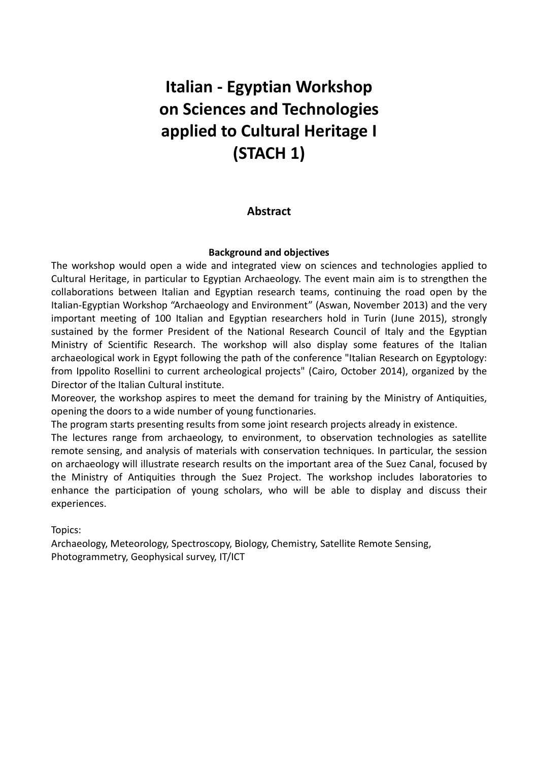# Italian - Egyptian Workshop on Sciences and Technologies applied to Cultural Heritage I (STACH 1)

## Abstract

### Background and objectives

The workshop would open a wide and integrated view on sciences and technologies applied to Cultural Heritage, in particular to Egyptian Archaeology. The event main aim is to strengthen the collaborations between Italian and Egyptian research teams, continuing the road open by the Italian-Egyptian Workshop “Archaeology and Environment” (Aswan, November 2013) and the very important meeting of 100 Italian and Egyptian researchers hold in Turin (June 2015), strongly sustained by the former President of the National Research Council of Italy and the Egyptian Ministry of Scientific Research. The workshop will also display some features of the Italian archaeological work in Egypt following the path of the conference "Italian Research on Egyptology: from Ippolito Rosellini to current archeological projects" (Cairo, October 2014), organized by the Director of the Italian Cultural institute.

Moreover, the workshop aspires to meet the demand for training by the Ministry of Antiquities, opening the doors to a wide number of young functionaries.

The program starts presenting results from some joint research projects already in existence.

The lectures range from archaeology, to environment, to observation technologies as satellite remote sensing, and analysis of materials with conservation techniques. In particular, the session on archaeology will illustrate research results on the important area of the Suez Canal, focused by the Ministry of Antiquities through the Suez Project. The workshop includes laboratories to enhance the participation of young scholars, who will be able to display and discuss their experiences.

Topics:

Archaeology, Meteorology, Spectroscopy, Biology, Chemistry, Satellite Remote Sensing, Photogrammetry, Geophysical survey, IT/ICT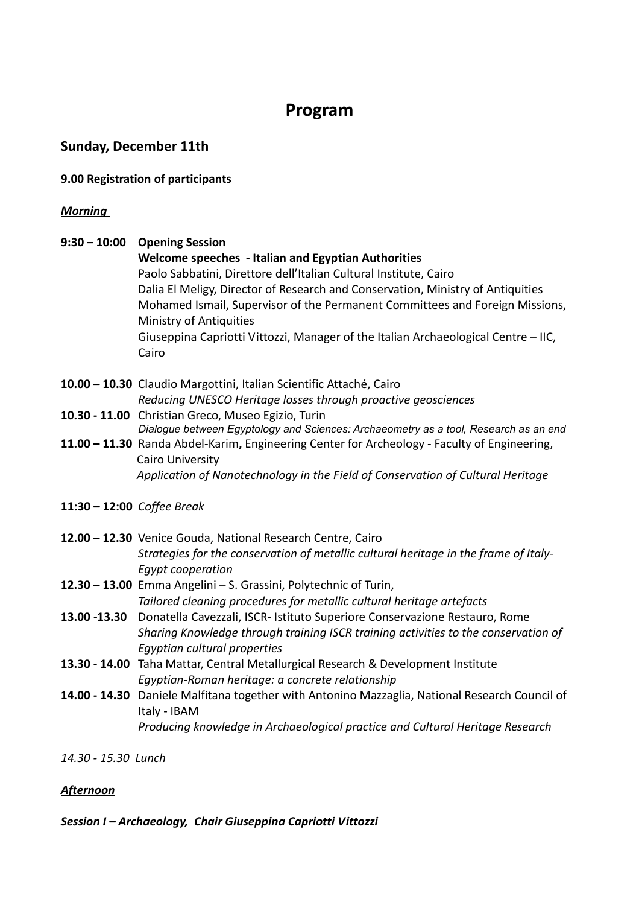# Program

## Sunday, December 11th

**9.00 Registration of participants**

***Morning***

**9:30 – 10:00** **Opening Session**
**Welcome speeches - Italian and Egyptian Authorities**
Paolo Sabbatini, Direttore dell'Italian Cultural Institute, Cairo
Dalia El Meligy, Director of Research and Conservation, Ministry of Antiquities
Mohamed Ismail, Supervisor of the Permanent Committees and Foreign Missions, Ministry of Antiquities
Giuseppina Capriotti Vittozzi, Manager of the Italian Archaeological Centre – IIC, Cairo

**10.00 – 10.30** Claudio Margottini, Italian Scientific Attaché, Cairo
*Reducing UNESCO Heritage losses through proactive geosciences*

**10.30 - 11.00** Christian Greco, Museo Egizio, Turin
*Dialogue between Egyptology and Sciences: Archaeometry as a tool, Research as an end*

**11.00 – 11.30** Randa Abdel-Karim**,** Engineering Center for Archeology - Faculty of Engineering, Cairo University
*Application of Nanotechnology in the Field of Conservation of Cultural Heritage*

**11:30 – 12:00** *Coffee Break*

**12.00 – 12.30** Venice Gouda, National Research Centre, Cairo
*Strategies for the conservation of metallic cultural heritage in the frame of Italy-Egypt cooperation*

**12.30 – 13.00** Emma Angelini – S. Grassini, Polytechnic of Turin,
*Tailored cleaning procedures for metallic cultural heritage artefacts*

**13.00 -13.30** Donatella Cavezzali, ISCR- Istituto Superiore Conservazione Restauro, Rome
*Sharing Knowledge through training ISCR training activities to the conservation of Egyptian cultural properties*

**13.30 - 14.00** Taha Mattar, Central Metallurgical Research & Development Institute
*Egyptian-Roman heritage: a concrete relationship*

**14.00 - 14.30** Daniele Malfitana together with Antonino Mazzaglia, National Research Council of Italy - IBAM
*Producing knowledge in Archaeological practice and Cultural Heritage Research*

*14.30 - 15.30 Lunch*

***Afternoon***

***Session I – Archaeology, Chair Giuseppina Capriotti Vittozzi***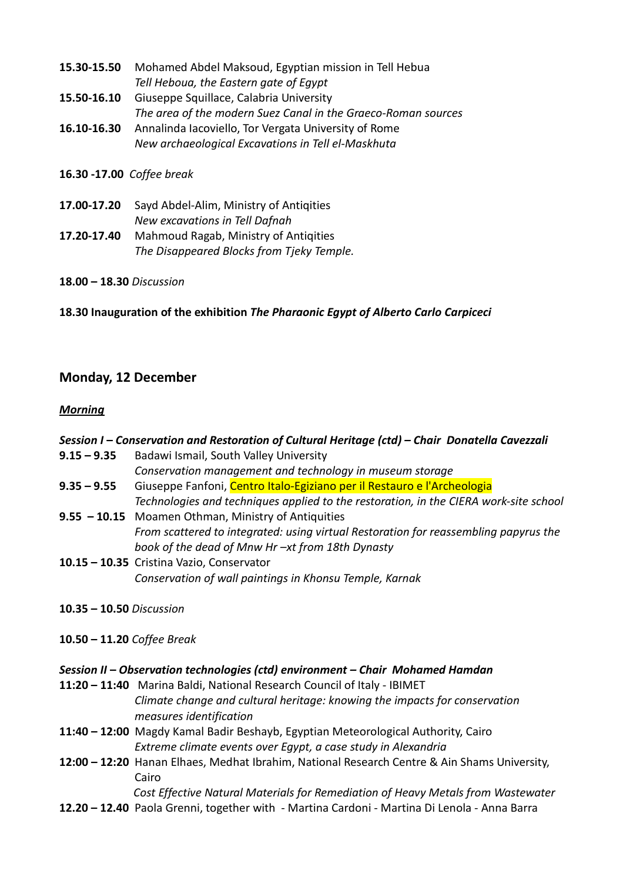**15.30-15.50** Mohamed Abdel Maksoud, Egyptian mission in Tell Hebua
*Tell Heboua, the Eastern gate of Egypt*

**15.50-16.10** Giuseppe Squillace, Calabria University
*The area of the modern Suez Canal in the Graeco-Roman sources*

**16.10-16.30** Annalinda Iacoviello, Tor Vergata University of Rome
*New archaeological Excavations in Tell el-Maskhuta*

**16.30 -17.00** *Coffee break*

**17.00-17.20** Sayd Abdel-Alim, Ministry of Antiqities
*New excavations in Tell Dafnah*

**17.20-17.40** Mahmoud Ragab, Ministry of Antiqities
*The Disappeared Blocks from Tjeky Temple.*

**18.00 – 18.30** *Discussion*

**18.30 Inauguration of the exhibition** ***The Pharaonic Egypt of Alberto Carlo Carpiceci***

## Monday, 12 December

***Morning***

***Session I – Conservation and Restoration of Cultural Heritage (ctd) – Chair Donatella Cavezzali***

**9.15 – 9.35** Badawi Ismail, South Valley University
*Conservation management and technology in museum storage*

**9.35 – 9.55** Giuseppe Fanfoni, Centro Italo-Egiziano per il Restauro e l'Archeologia
*Technologies and techniques applied to the restoration, in the CIERA work-site school*

**9.55 – 10.15** Moamen Othman, Ministry of Antiquities
*From scattered to integrated: using virtual Restoration for reassembling papyrus the book of the dead of Mnw Hr –xt from 18th Dynasty*

**10.15 – 10.35** Cristina Vazio, Conservator
*Conservation of wall paintings in Khonsu Temple, Karnak*

**10.35 – 10.50** *Discussion*

**10.50 – 11.20** *Coffee Break*

***Session II – Observation technologies (ctd) environment – Chair Mohamed Hamdan***

**11:20 – 11:40** Marina Baldi, National Research Council of Italy - IBIMET
*Climate change and cultural heritage: knowing the impacts for conservation measures identification*

**11:40 – 12:00** Magdy Kamal Badir Beshayb, Egyptian Meteorological Authority, Cairo
*Extreme climate events over Egypt, a case study in Alexandria*

**12:00 – 12:20** Hanan Elhaes, Medhat Ibrahim, National Research Centre & Ain Shams University, Cairo
*Cost Effective Natural Materials for Remediation of Heavy Metals from Wastewater*

**12.20 – 12.40** Paola Grenni, together with - Martina Cardoni - Martina Di Lenola - Anna Barra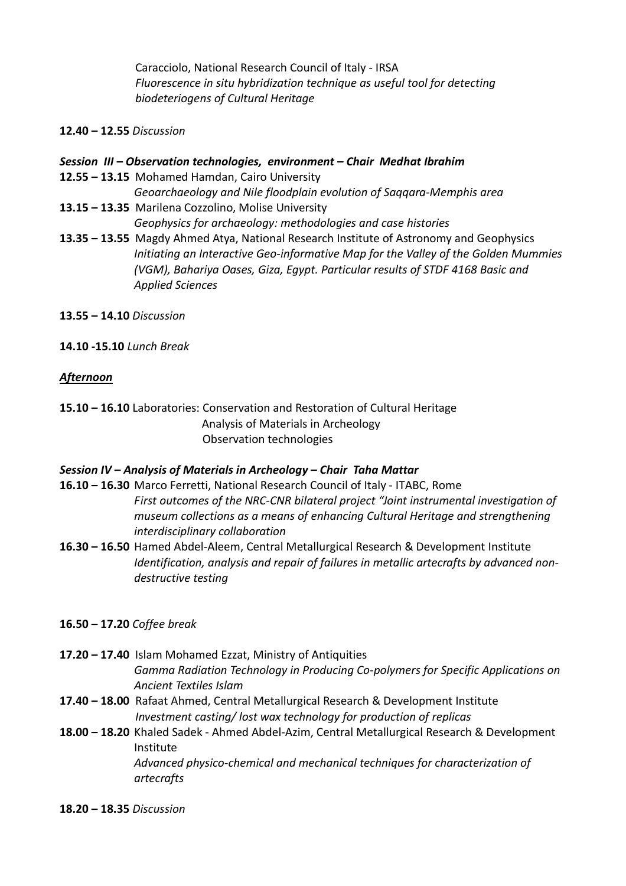Caracciolo, National Research Council of Italy - IRSA
*Fluorescence in situ hybridization technique as useful tool for detecting biodeteriogens of Cultural Heritage*

**12.40 – 12.55** *Discussion*

***Session III – Observation technologies, environment – Chair Medhat Ibrahim***

**12.55 – 13.15** Mohamed Hamdan, Cairo University
*Geoarchaeology and Nile floodplain evolution of Saqqara-Memphis area*

**13.15 – 13.35** Marilena Cozzolino, Molise University
*Geophysics for archaeology: methodologies and case histories*

**13.35 – 13.55** Magdy Ahmed Atya, National Research Institute of Astronomy and Geophysics
*Initiating an Interactive Geo-informative Map for the Valley of the Golden Mummies (VGM), Bahariya Oases, Giza, Egypt. Particular results of STDF 4168 Basic and Applied Sciences*

**13.55 – 14.10** *Discussion*

**14.10 -15.10** *Lunch Break*

***<u>Afternoon</u>***

**15.10 – 16.10** Laboratories: Conservation and Restoration of Cultural Heritage
Analysis of Materials in Archeology
Observation technologies

***Session IV – Analysis of Materials in Archeology – Chair Taha Mattar***

**16.10 – 16.30** Marco Ferretti, National Research Council of Italy - ITABC, Rome
*First outcomes of the NRC-CNR bilateral project "Joint instrumental investigation of museum collections as a means of enhancing Cultural Heritage and strengthening interdisciplinary collaboration*

**16.30 – 16.50** Hamed Abdel-Aleem, Central Metallurgical Research & Development Institute
*Identification, analysis and repair of failures in metallic artecrafts by advanced non-destructive testing*

**16.50 – 17.20** *Coffee break*

**17.20 – 17.40** Islam Mohamed Ezzat, Ministry of Antiquities
*Gamma Radiation Technology in Producing Co-polymers for Specific Applications on Ancient Textiles Islam*

**17.40 – 18.00** Rafaat Ahmed, Central Metallurgical Research & Development Institute
*Investment casting/ lost wax technology for production of replicas*

**18.00 – 18.20** Khaled Sadek - Ahmed Abdel-Azim, Central Metallurgical Research & Development Institute
*Advanced physico-chemical and mechanical techniques for characterization of artecrafts*

**18.20 – 18.35** *Discussion*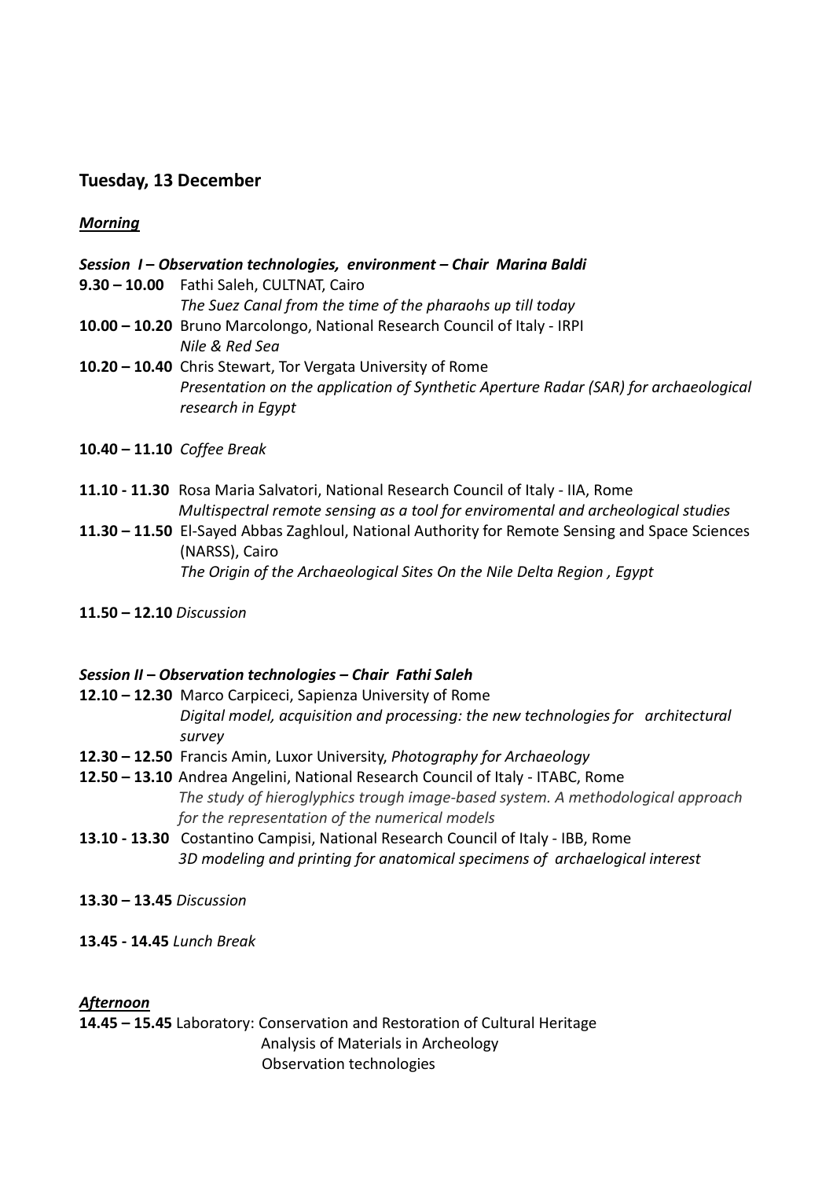## Tuesday, 13 December

### *Morning*

***Session I – Observation technologies, environment – Chair Marina Baldi***

**9.30 – 10.00** Fathi Saleh, CULTNAT, Cairo
*The Suez Canal from the time of the pharaohs up till today*

**10.00 – 10.20** Bruno Marcolongo, National Research Council of Italy - IRPI
*Nile & Red Sea*

**10.20 – 10.40** Chris Stewart, Tor Vergata University of Rome
*Presentation on the application of Synthetic Aperture Radar (SAR) for archaeological research in Egypt*

**10.40 – 11.10** *Coffee Break*

**11.10 - 11.30** Rosa Maria Salvatori, National Research Council of Italy - IIA, Rome
*Multispectral remote sensing as a tool for enviromental and archeological studies*

**11.30 – 11.50** El-Sayed Abbas Zaghloul, National Authority for Remote Sensing and Space Sciences (NARSS), Cairo
*The Origin of the Archaeological Sites On the Nile Delta Region , Egypt*

**11.50 – 12.10** *Discussion*

***Session II – Observation technologies – Chair Fathi Saleh***

**12.10 – 12.30** Marco Carpiceci, Sapienza University of Rome
*Digital model, acquisition and processing: the new technologies for architectural survey*

**12.30 – 12.50** Francis Amin, Luxor University, *Photography for Archaeology*

**12.50 – 13.10** Andrea Angelini, National Research Council of Italy - ITABC, Rome
*The study of hieroglyphics trough image-based system. A methodological approach for the representation of the numerical models*

**13.10 - 13.30** Costantino Campisi, National Research Council of Italy - IBB, Rome
*3D modeling and printing for anatomical specimens of archaelogical interest*

**13.30 – 13.45** *Discussion*

**13.45 - 14.45** *Lunch Break*

### *Afternoon*

**14.45 – 15.45** Laboratory: Conservation and Restoration of Cultural Heritage
Analysis of Materials in Archeology
Observation technologies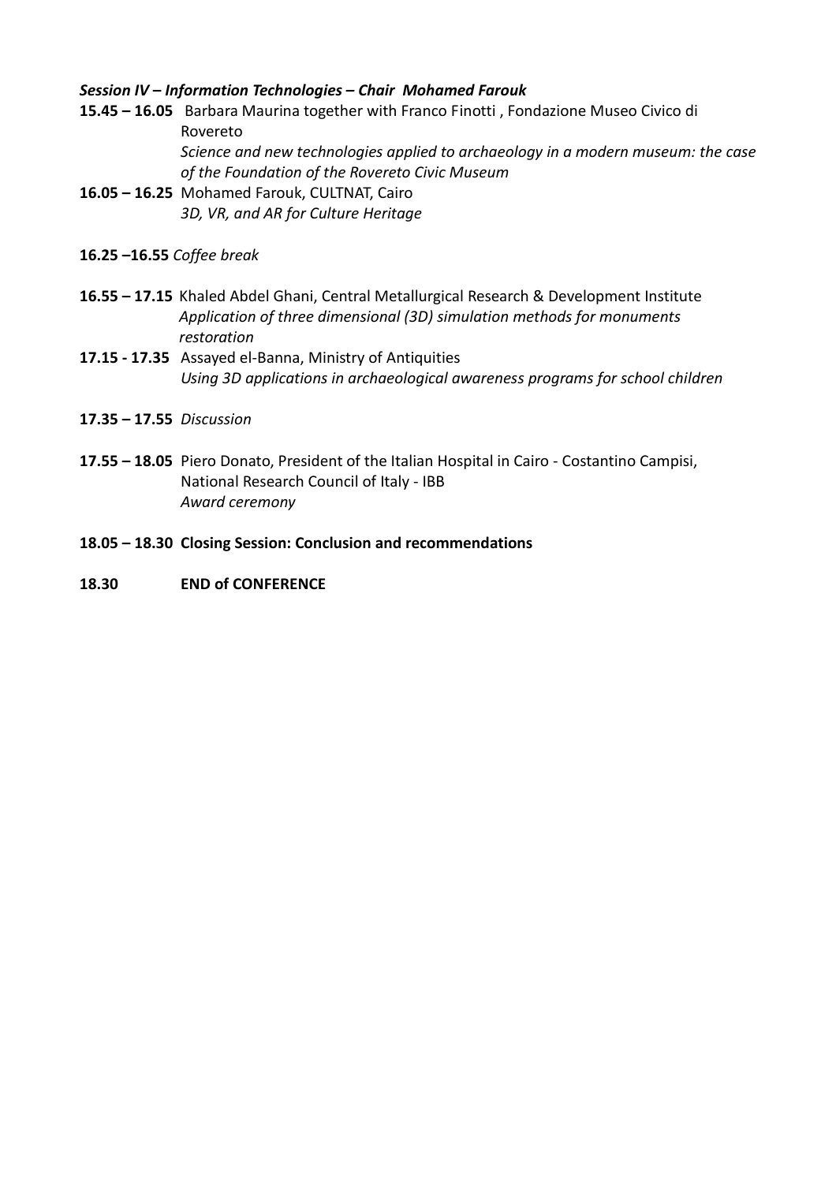***Session IV – Information Technologies – Chair  Mohamed Farouk***

**15.45 – 16.05** Barbara Maurina together with Franco Finotti , Fondazione Museo Civico di Rovereto
*Science and new technologies applied to archaeology in a modern museum: the case of the Foundation of the Rovereto Civic Museum*

**16.05 – 16.25** Mohamed Farouk, CULTNAT, Cairo
*3D, VR, and AR for Culture Heritage*

**16.25 –16.55** *Coffee break*

**16.55 – 17.15** Khaled Abdel Ghani, Central Metallurgical Research & Development Institute
*Application of three dimensional (3D) simulation methods for monuments restoration*

**17.15 - 17.35** Assayed el-Banna, Ministry of Antiquities
*Using 3D applications in archaeological awareness programs for school children*

**17.35 – 17.55** *Discussion*

**17.55 – 18.05** Piero Donato, President of the Italian Hospital in Cairo - Costantino Campisi, National Research Council of Italy - IBB
*Award ceremony*

**18.05 – 18.30 Closing Session: Conclusion and recommendations**

**18.30 END of CONFERENCE**